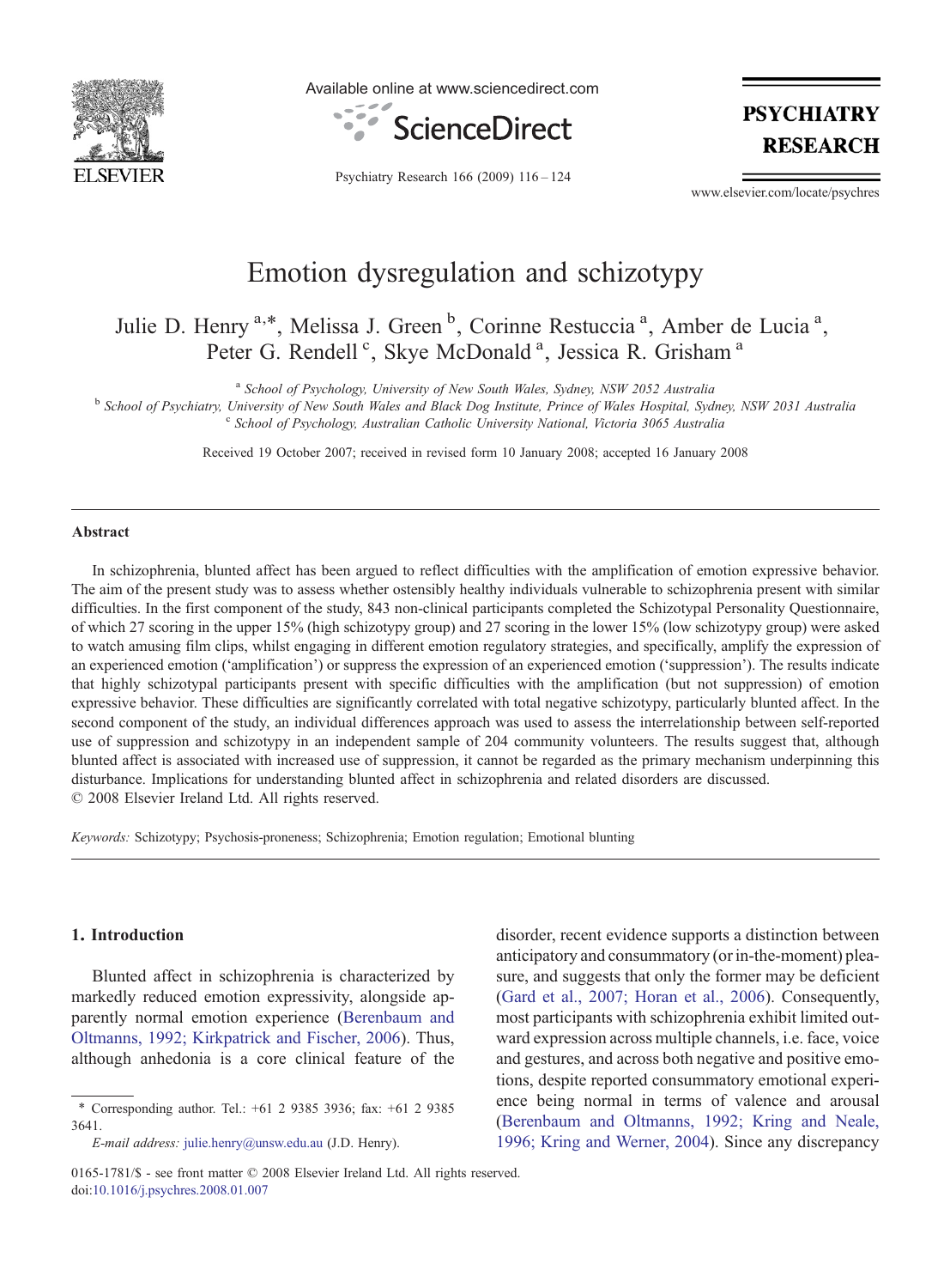# Emotion dysregulation and schizotypy

Julie D. Henry [a,*], Melissa J. Green [b], Corinne Restuccia [a], Amber de Lucia [a], Peter G. Rendell [c], Skye McDonald [a], Jessica R. Grisham [a]

[a] *School of Psychology, University of New South Wales, Sydney, NSW 2052 Australia*
[b] *School of Psychiatry, University of New South Wales and Black Dog Institute, Prince of Wales Hospital, Sydney, NSW 2031 Australia*
[c] *School of Psychology, Australian Catholic University National, Victoria 3065 Australia*

Received 19 October 2007; received in revised form 10 January 2008; accepted 16 January 2008

## Abstract

In schizophrenia, blunted affect has been argued to reflect difficulties with the amplification of emotion expressive behavior. The aim of the present study was to assess whether ostensibly healthy individuals vulnerable to schizophrenia present with similar difficulties. In the first component of the study, 843 non-clinical participants completed the Schizotypal Personality Questionnaire, of which 27 scoring in the upper 15% (high schizotypy group) and 27 scoring in the lower 15% (low schizotypy group) were asked to watch amusing film clips, whilst engaging in different emotion regulatory strategies, and specifically, amplify the expression of an experienced emotion ('amplification') or suppress the expression of an experienced emotion ('suppression'). The results indicate that highly schizotypal participants present with specific difficulties with the amplification (but not suppression) of emotion expressive behavior. These difficulties are significantly correlated with total negative schizotypy, particularly blunted affect. In the second component of the study, an individual differences approach was used to assess the interrelationship between self-reported use of suppression and schizotypy in an independent sample of 204 community volunteers. The results suggest that, although blunted affect is associated with increased use of suppression, it cannot be regarded as the primary mechanism underpinning this disturbance. Implications for understanding blunted affect in schizophrenia and related disorders are discussed.
© 2008 Elsevier Ireland Ltd. All rights reserved.

*Keywords:* Schizotypy; Psychosis-proneness; Schizophrenia; Emotion regulation; Emotional blunting

## 1. Introduction

Blunted affect in schizophrenia is characterized by markedly reduced emotion expressivity, alongside apparently normal emotion experience (Berenbaum and Oltmanns, 1992; Kirkpatrick and Fischer, 2006). Thus, although anhedonia is a core clinical feature of the disorder, recent evidence supports a distinction between anticipatory and consummatory (or in-the-moment) pleasure, and suggests that only the former may be deficient (Gard et al., 2007; Horan et al., 2006). Consequently, most participants with schizophrenia exhibit limited outward expression across multiple channels, i.e. face, voice and gestures, and across both negative and positive emotions, despite reported consummatory emotional experience being normal in terms of valence and arousal (Berenbaum and Oltmanns, 1992; Kring and Neale, 1996; Kring and Werner, 2004). Since any discrepancy

\* Corresponding author. Tel.: +61 2 9385 3936; fax: +61 2 9385 3641.
*E-mail address:* julie.henry@unsw.edu.au (J.D. Henry).

0165-1781/$ - see front matter © 2008 Elsevier Ireland Ltd. All rights reserved.
doi:10.1016/j.psychres.2008.01.007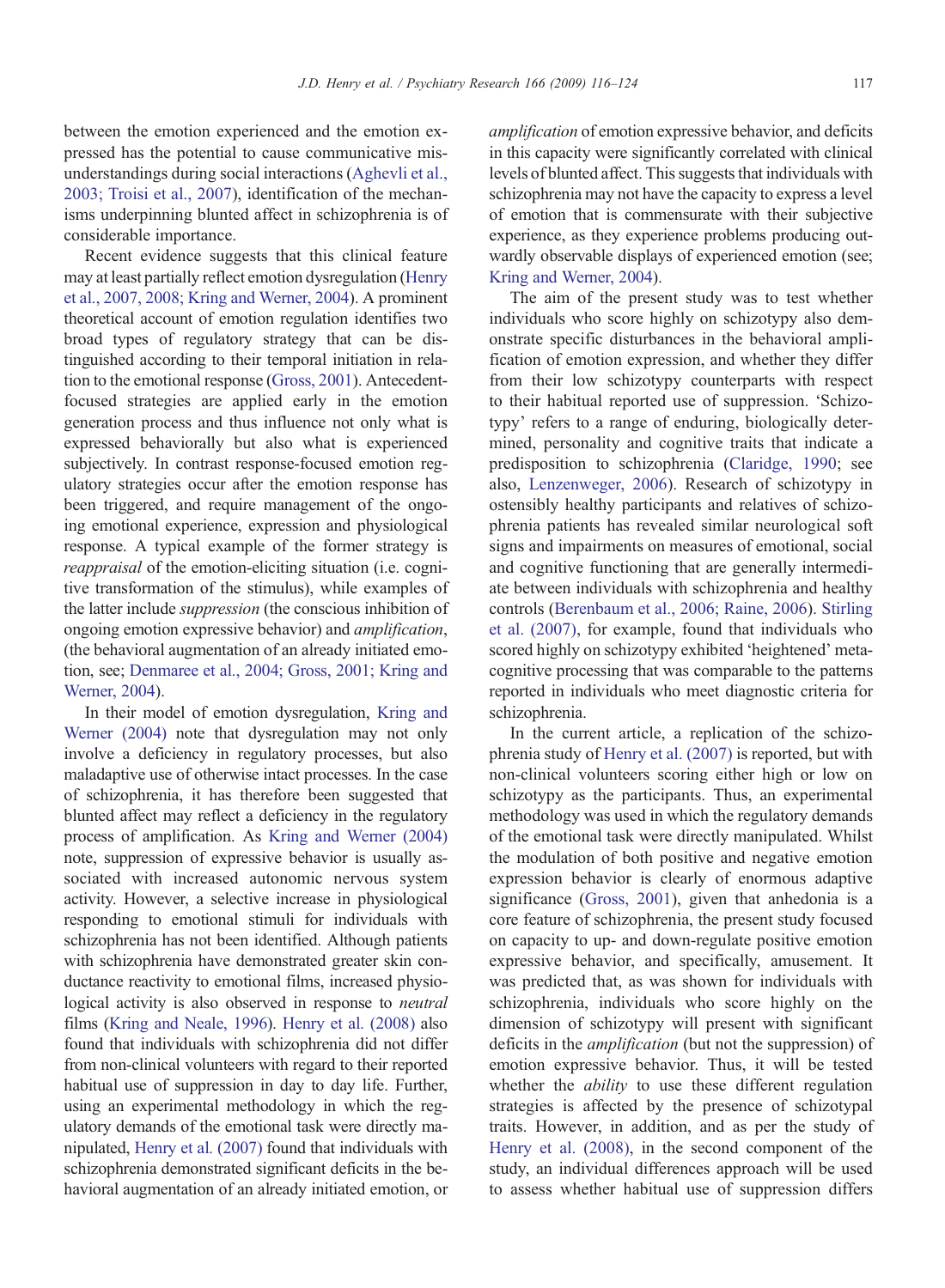between the emotion experienced and the emotion expressed has the potential to cause communicative misunderstandings during social interactions (Aghevli et al., 2003; Troisi et al., 2007), identification of the mechanisms underpinning blunted affect in schizophrenia is of considerable importance.

Recent evidence suggests that this clinical feature may at least partially reflect emotion dysregulation (Henry et al., 2007, 2008; Kring and Werner, 2004). A prominent theoretical account of emotion regulation identifies two broad types of regulatory strategy that can be distinguished according to their temporal initiation in relation to the emotional response (Gross, 2001). Antecedent-focused strategies are applied early in the emotion generation process and thus influence not only what is expressed behaviorally but also what is experienced subjectively. In contrast response-focused emotion regulatory strategies occur after the emotion response has been triggered, and require management of the ongoing emotional experience, expression and physiological response. A typical example of the former strategy is *reappraisal* of the emotion-eliciting situation (i.e. cognitive transformation of the stimulus), while examples of the latter include *suppression* (the conscious inhibition of ongoing emotion expressive behavior) and *amplification*, (the behavioral augmentation of an already initiated emotion, see; Denmaree et al., 2004; Gross, 2001; Kring and Werner, 2004).

In their model of emotion dysregulation, Kring and Werner (2004) note that dysregulation may not only involve a deficiency in regulatory processes, but also maladaptive use of otherwise intact processes. In the case of schizophrenia, it has therefore been suggested that blunted affect may reflect a deficiency in the regulatory process of amplification. As Kring and Werner (2004) note, suppression of expressive behavior is usually associated with increased autonomic nervous system activity. However, a selective increase in physiological responding to emotional stimuli for individuals with schizophrenia has not been identified. Although patients with schizophrenia have demonstrated greater skin conductance reactivity to emotional films, increased physiological activity is also observed in response to *neutral* films (Kring and Neale, 1996). Henry et al. (2008) also found that individuals with schizophrenia did not differ from non-clinical volunteers with regard to their reported habitual use of suppression in day to day life. Further, using an experimental methodology in which the regulatory demands of the emotional task were directly manipulated, Henry et al. (2007) found that individuals with schizophrenia demonstrated significant deficits in the behavioral augmentation of an already initiated emotion, or *amplification* of emotion expressive behavior, and deficits in this capacity were significantly correlated with clinical levels of blunted affect. This suggests that individuals with schizophrenia may not have the capacity to express a level of emotion that is commensurate with their subjective experience, as they experience problems producing outwardly observable displays of experienced emotion (see; Kring and Werner, 2004).

The aim of the present study was to test whether individuals who score highly on schizotypy also demonstrate specific disturbances in the behavioral amplification of emotion expression, and whether they differ from their low schizotypy counterparts with respect to their habitual reported use of suppression. 'Schizotypy' refers to a range of enduring, biologically determined, personality and cognitive traits that indicate a predisposition to schizophrenia (Claridge, 1990; see also, Lenzenweger, 2006). Research of schizotypy in ostensibly healthy participants and relatives of schizophrenia patients has revealed similar neurological soft signs and impairments on measures of emotional, social and cognitive functioning that are generally intermediate between individuals with schizophrenia and healthy controls (Berenbaum et al., 2006; Raine, 2006). Stirling et al. (2007), for example, found that individuals who scored highly on schizotypy exhibited 'heightened' metacognitive processing that was comparable to the patterns reported in individuals who meet diagnostic criteria for schizophrenia.

In the current article, a replication of the schizophrenia study of Henry et al. (2007) is reported, but with non-clinical volunteers scoring either high or low on schizotypy as the participants. Thus, an experimental methodology was used in which the regulatory demands of the emotional task were directly manipulated. Whilst the modulation of both positive and negative emotion expression behavior is clearly of enormous adaptive significance (Gross, 2001), given that anhedonia is a core feature of schizophrenia, the present study focused on capacity to up- and down-regulate positive emotion expressive behavior, and specifically, amusement. It was predicted that, as was shown for individuals with schizophrenia, individuals who score highly on the dimension of schizotypy will present with significant deficits in the *amplification* (but not the suppression) of emotion expressive behavior. Thus, it will be tested whether the *ability* to use these different regulation strategies is affected by the presence of schizotypal traits. However, in addition, and as per the study of Henry et al. (2008), in the second component of the study, an individual differences approach will be used to assess whether habitual use of suppression differs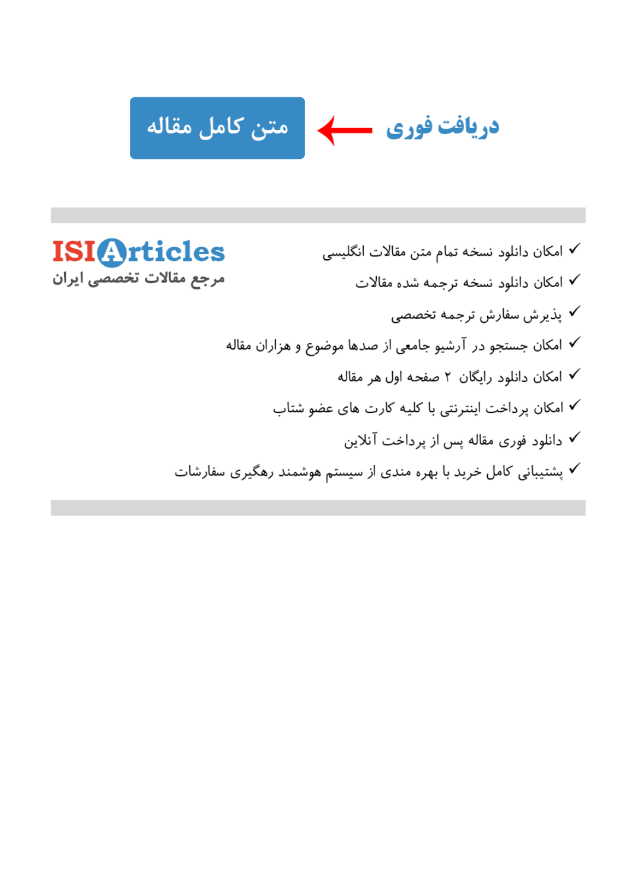**دریافت فوری** ← **متن کامل مقاله**

---

**ISIArticles**
مرجع مقالات تخصصی ایران

- ✓ امکان دانلود نسخه تمام متن مقالات انگلیسی
- ✓ امکان دانلود نسخه ترجمه شده مقالات
- ✓ پذیرش سفارش ترجمه تخصصی
- ✓ امکان جستجو در آرشیو جامعی از صدها موضوع و هزاران مقاله
- ✓ امکان دانلود رایگان ۲ صفحه اول هر مقاله
- ✓ امکان پرداخت اینترنتی با کلیه کارت های عضو شتاب
- ✓ دانلود فوری مقاله پس از پرداخت آنلاین
- ✓ پشتیبانی کامل خرید با بهره مندی از سیستم هوشمند رهگیری سفارشات

---